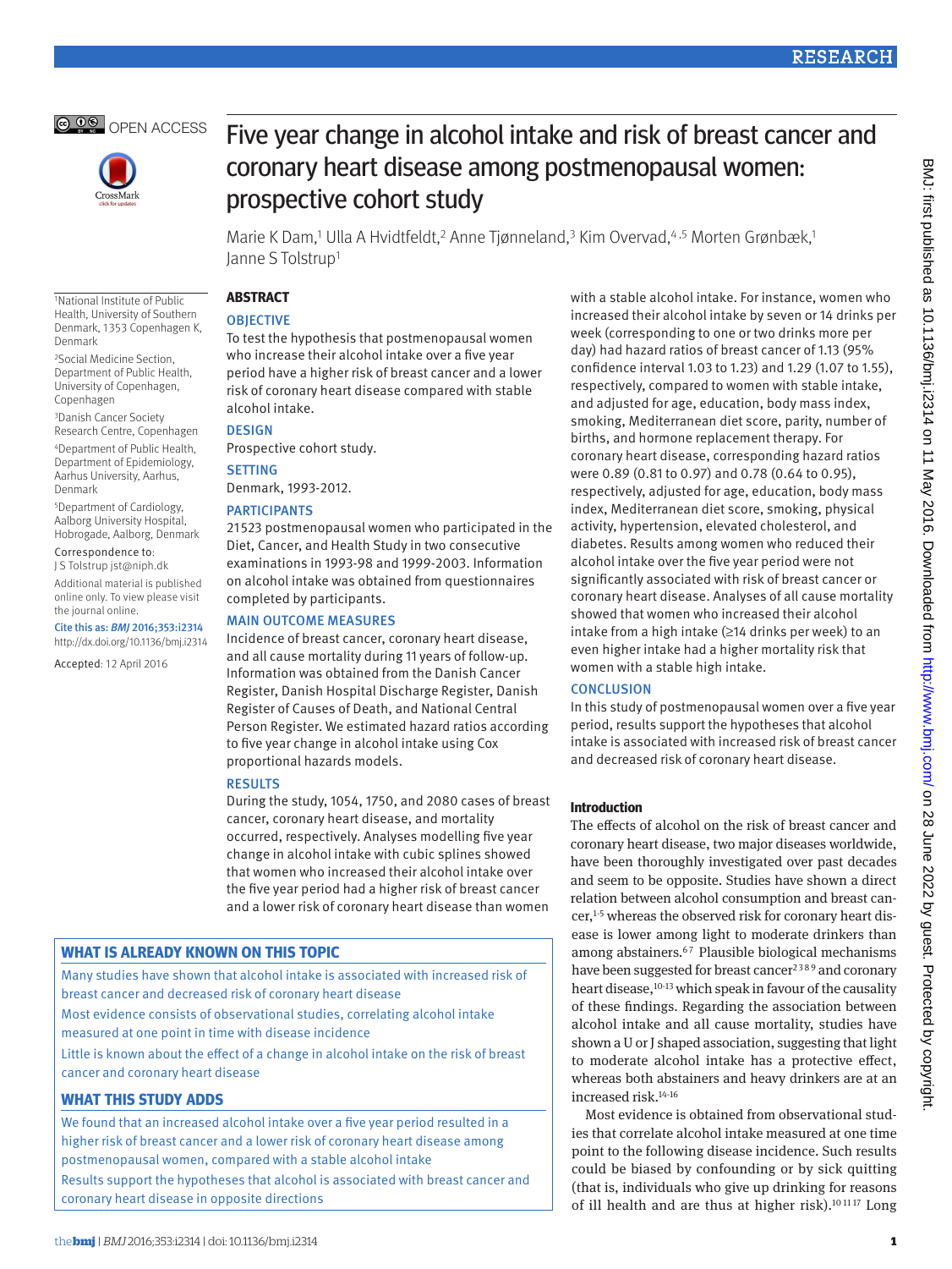OPEN ACCESS

# Five year change in alcohol intake and risk of breast cancer and coronary heart disease among postmenopausal women: prospective cohort study

Marie K Dam,[1] Ulla A Hvidtfeldt,[2] Anne Tjønneland,[3] Kim Overvad,[4,5] Morten Grønbæk,[1] Janne S Tolstrup[1]

[1]National Institute of Public Health, University of Southern Denmark, 1353 Copenhagen K, Denmark

[2]Social Medicine Section, Department of Public Health, University of Copenhagen, Copenhagen

[3]Danish Cancer Society Research Centre, Copenhagen

[4]Department of Public Health, Department of Epidemiology, Aarhus University, Aarhus, Denmark

[5]Department of Cardiology, Aalborg University Hospital, Hobrogade, Aalborg, Denmark

Correspondence to: J S Tolstrup jst@niph.dk

Additional material is published online only. To view please visit the journal online.

Cite this as: *BMJ* 2016;353:i2314
http://dx.doi.org/10.1136/bmj.i2314

Accepted: 12 April 2016

## ABSTRACT

### OBJECTIVE

To test the hypothesis that postmenopausal women who increase their alcohol intake over a five year period have a higher risk of breast cancer and a lower risk of coronary heart disease compared with stable alcohol intake.

### DESIGN

Prospective cohort study.

### SETTING

Denmark, 1993-2012.

### PARTICIPANTS

21523 postmenopausal women who participated in the Diet, Cancer, and Health Study in two consecutive examinations in 1993-98 and 1999-2003. Information on alcohol intake was obtained from questionnaires completed by participants.

### MAIN OUTCOME MEASURES

Incidence of breast cancer, coronary heart disease, and all cause mortality during 11 years of follow-up. Information was obtained from the Danish Cancer Register, Danish Hospital Discharge Register, Danish Register of Causes of Death, and National Central Person Register. We estimated hazard ratios according to five year change in alcohol intake using Cox proportional hazards models.

### RESULTS

During the study, 1054, 1750, and 2080 cases of breast cancer, coronary heart disease, and mortality occurred, respectively. Analyses modelling five year change in alcohol intake with cubic splines showed that women who increased their alcohol intake over the five year period had a higher risk of breast cancer and a lower risk of coronary heart disease than women with a stable alcohol intake. For instance, women who increased their alcohol intake by seven or 14 drinks per week (corresponding to one or two drinks more per day) had hazard ratios of breast cancer of 1.13 (95% confidence interval 1.03 to 1.23) and 1.29 (1.07 to 1.55), respectively, compared to women with stable intake, and adjusted for age, education, body mass index, smoking, Mediterranean diet score, parity, number of births, and hormone replacement therapy. For coronary heart disease, corresponding hazard ratios were 0.89 (0.81 to 0.97) and 0.78 (0.64 to 0.95), respectively, adjusted for age, education, body mass index, Mediterranean diet score, smoking, physical activity, hypertension, elevated cholesterol, and diabetes. Results among women who reduced their alcohol intake over the five year period were not significantly associated with risk of breast cancer or coronary heart disease. Analyses of all cause mortality showed that women who increased their alcohol intake from a high intake (≥14 drinks per week) to an even higher intake had a higher mortality risk that women with a stable high intake.

### CONCLUSION

In this study of postmenopausal women over a five year period, results support the hypotheses that alcohol intake is associated with increased risk of breast cancer and decreased risk of coronary heart disease.

### WHAT IS ALREADY KNOWN ON THIS TOPIC

Many studies have shown that alcohol intake is associated with increased risk of breast cancer and decreased risk of coronary heart disease

Most evidence consists of observational studies, correlating alcohol intake measured at one point in time with disease incidence

Little is known about the effect of a change in alcohol intake on the risk of breast cancer and coronary heart disease

### WHAT THIS STUDY ADDS

We found that an increased alcohol intake over a five year period resulted in a higher risk of breast cancer and a lower risk of coronary heart disease among postmenopausal women, compared with a stable alcohol intake

Results support the hypotheses that alcohol is associated with breast cancer and coronary heart disease in opposite directions

## Introduction

The effects of alcohol on the risk of breast cancer and coronary heart disease, two major diseases worldwide, have been thoroughly investigated over past decades and seem to be opposite. Studies have shown a direct relation between alcohol consumption and breast cancer,[1-5] whereas the observed risk for coronary heart disease is lower among light to moderate drinkers than among abstainers.[6,7] Plausible biological mechanisms have been suggested for breast cancer[2,3,8,9] and coronary heart disease,[10-13] which speak in favour of the causality of these findings. Regarding the association between alcohol intake and all cause mortality, studies have shown a U or J shaped association, suggesting that light to moderate alcohol intake has a protective effect, whereas both abstainers and heavy drinkers are at an increased risk.[14-16]

Most evidence is obtained from observational studies that correlate alcohol intake measured at one time point to the following disease incidence. Such results could be biased by confounding or by sick quitting (that is, individuals who give up drinking for reasons of ill health and are thus at higher risk).[10,11,17] Long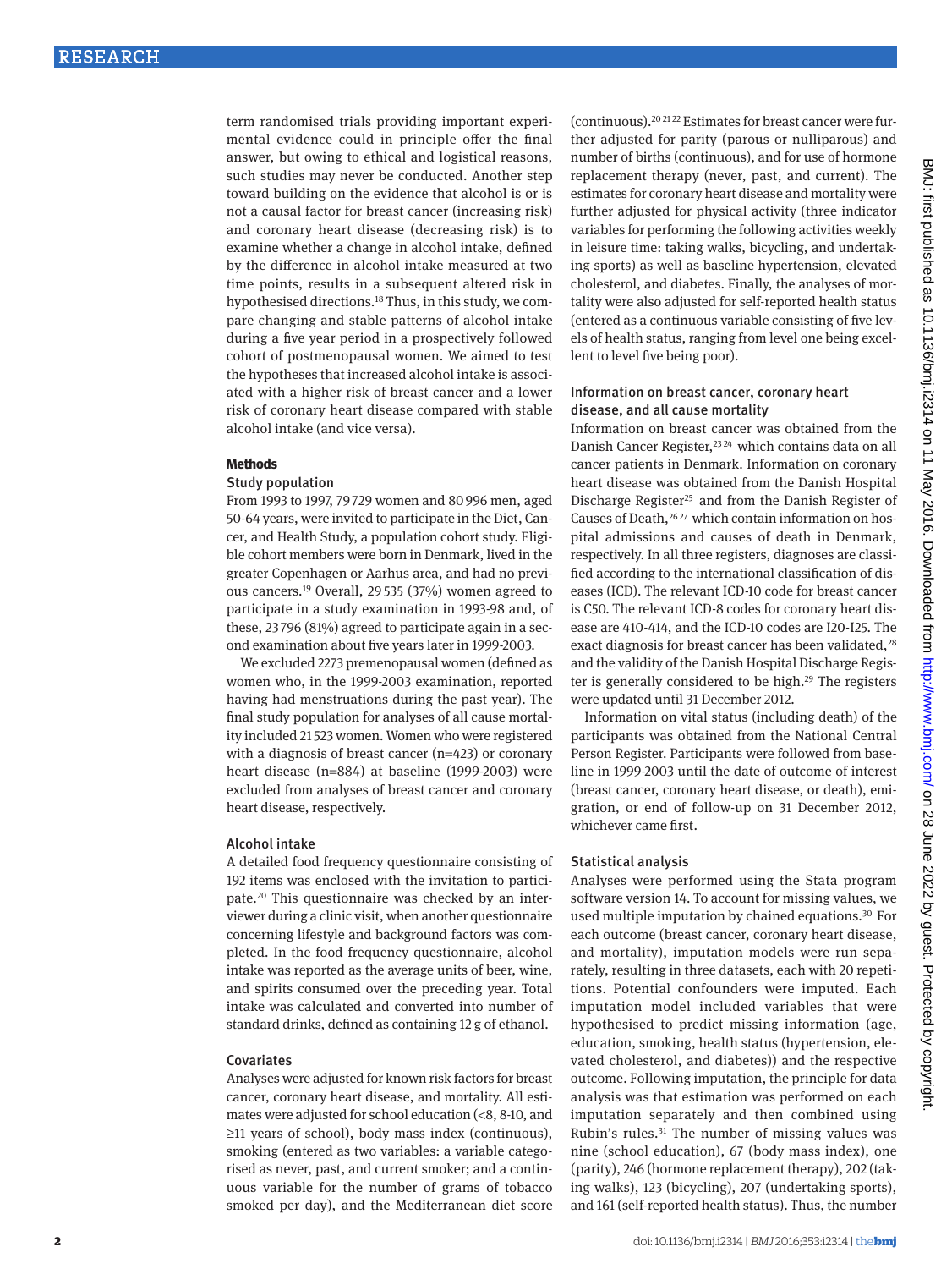term randomised trials providing important experimental evidence could in principle offer the final answer, but owing to ethical and logistical reasons, such studies may never be conducted. Another step toward building on the evidence that alcohol is or is not a causal factor for breast cancer (increasing risk) and coronary heart disease (decreasing risk) is to examine whether a change in alcohol intake, defined by the difference in alcohol intake measured at two time points, results in a subsequent altered risk in hypothesised directions.[18] Thus, in this study, we compare changing and stable patterns of alcohol intake during a five year period in a prospectively followed cohort of postmenopausal women. We aimed to test the hypotheses that increased alcohol intake is associated with a higher risk of breast cancer and a lower risk of coronary heart disease compared with stable alcohol intake (and vice versa).

## Methods

### Study population

From 1993 to 1997, 79 729 women and 80 996 men, aged 50-64 years, were invited to participate in the Diet, Cancer, and Health Study, a population cohort study. Eligible cohort members were born in Denmark, lived in the greater Copenhagen or Aarhus area, and had no previous cancers.[19] Overall, 29 535 (37%) women agreed to participate in a study examination in 1993-98 and, of these, 23 796 (81%) agreed to participate again in a second examination about five years later in 1999-2003.

We excluded 2273 premenopausal women (defined as women who, in the 1999-2003 examination, reported having had menstruations during the past year). The final study population for analyses of all cause mortality included 21 523 women. Women who were registered with a diagnosis of breast cancer (n=423) or coronary heart disease (n=884) at baseline (1999-2003) were excluded from analyses of breast cancer and coronary heart disease, respectively.

### Alcohol intake

A detailed food frequency questionnaire consisting of 192 items was enclosed with the invitation to participate.[20] This questionnaire was checked by an interviewer during a clinic visit, when another questionnaire concerning lifestyle and background factors was completed. In the food frequency questionnaire, alcohol intake was reported as the average units of beer, wine, and spirits consumed over the preceding year. Total intake was calculated and converted into number of standard drinks, defined as containing 12 g of ethanol.

### Covariates

Analyses were adjusted for known risk factors for breast cancer, coronary heart disease, and mortality. All estimates were adjusted for school education (<8, 8-10, and ≥11 years of school), body mass index (continuous), smoking (entered as two variables: a variable categorised as never, past, and current smoker; and a continuous variable for the number of grams of tobacco smoked per day), and the Mediterranean diet score (continuous).[20,21,22] Estimates for breast cancer were further adjusted for parity (parous or nulliparous) and number of births (continuous), and for use of hormone replacement therapy (never, past, and current). The estimates for coronary heart disease and mortality were further adjusted for physical activity (three indicator variables for performing the following activities weekly in leisure time: taking walks, bicycling, and undertaking sports) as well as baseline hypertension, elevated cholesterol, and diabetes. Finally, the analyses of mortality were also adjusted for self-reported health status (entered as a continuous variable consisting of five levels of health status, ranging from level one being excellent to level five being poor).

### Information on breast cancer, coronary heart disease, and all cause mortality

Information on breast cancer was obtained from the Danish Cancer Register,[23,24] which contains data on all cancer patients in Denmark. Information on coronary heart disease was obtained from the Danish Hospital Discharge Register[25] and from the Danish Register of Causes of Death,[26,27] which contain information on hospital admissions and causes of death in Denmark, respectively. In all three registers, diagnoses are classified according to the international classification of diseases (ICD). The relevant ICD-10 code for breast cancer is C50. The relevant ICD-8 codes for coronary heart disease are 410-414, and the ICD-10 codes are I20-I25. The exact diagnosis for breast cancer has been validated,[28] and the validity of the Danish Hospital Discharge Register is generally considered to be high.[29] The registers were updated until 31 December 2012.

Information on vital status (including death) of the participants was obtained from the National Central Person Register. Participants were followed from baseline in 1999-2003 until the date of outcome of interest (breast cancer, coronary heart disease, or death), emigration, or end of follow-up on 31 December 2012, whichever came first.

### Statistical analysis

Analyses were performed using the Stata program software version 14. To account for missing values, we used multiple imputation by chained equations.[30] For each outcome (breast cancer, coronary heart disease, and mortality), imputation models were run separately, resulting in three datasets, each with 20 repetitions. Potential confounders were imputed. Each imputation model included variables that were hypothesised to predict missing information (age, education, smoking, health status (hypertension, elevated cholesterol, and diabetes)) and the respective outcome. Following imputation, the principle for data analysis was that estimation was performed on each imputation separately and then combined using Rubin's rules.[31] The number of missing values was nine (school education), 67 (body mass index), one (parity), 246 (hormone replacement therapy), 202 (taking walks), 123 (bicycling), 207 (undertaking sports), and 161 (self-reported health status). Thus, the number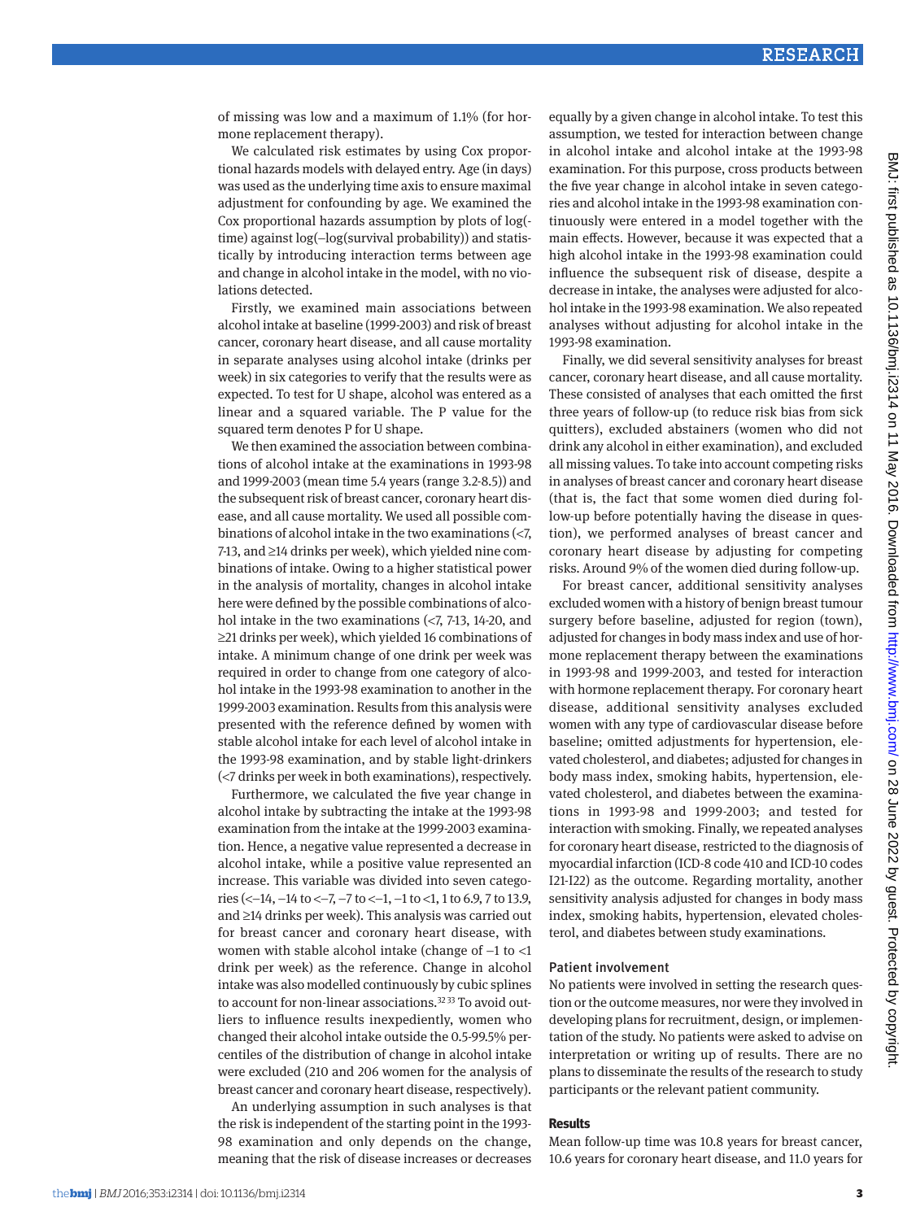of missing was low and a maximum of 1.1% (for hormone replacement therapy).

We calculated risk estimates by using Cox proportional hazards models with delayed entry. Age (in days) was used as the underlying time axis to ensure maximal adjustment for confounding by age. We examined the Cox proportional hazards assumption by plots of log(time) against log(−log(survival probability)) and statistically by introducing interaction terms between age and change in alcohol intake in the model, with no violations detected.

Firstly, we examined main associations between alcohol intake at baseline (1999-2003) and risk of breast cancer, coronary heart disease, and all cause mortality in separate analyses using alcohol intake (drinks per week) in six categories to verify that the results were as expected. To test for U shape, alcohol was entered as a linear and a squared variable. The P value for the squared term denotes P for U shape.

We then examined the association between combinations of alcohol intake at the examinations in 1993-98 and 1999-2003 (mean time 5.4 years (range 3.2-8.5)) and the subsequent risk of breast cancer, coronary heart disease, and all cause mortality. We used all possible combinations of alcohol intake in the two examinations (<7, 7-13, and ≥14 drinks per week), which yielded nine combinations of intake. Owing to a higher statistical power in the analysis of mortality, changes in alcohol intake here were defined by the possible combinations of alcohol intake in the two examinations (<7, 7-13, 14-20, and ≥21 drinks per week), which yielded 16 combinations of intake. A minimum change of one drink per week was required in order to change from one category of alcohol intake in the 1993-98 examination to another in the 1999-2003 examination. Results from this analysis were presented with the reference defined by women with stable alcohol intake for each level of alcohol intake in the 1993-98 examination, and by stable light-drinkers (<7 drinks per week in both examinations), respectively.

Furthermore, we calculated the five year change in alcohol intake by subtracting the intake at the 1993-98 examination from the intake at the 1999-2003 examination. Hence, a negative value represented a decrease in alcohol intake, while a positive value represented an increase. This variable was divided into seven categories (<−14, −14 to <−7, −7 to <−1, −1 to <1, 1 to 6.9, 7 to 13.9, and ≥14 drinks per week). This analysis was carried out for breast cancer and coronary heart disease, with women with stable alcohol intake (change of −1 to <1 drink per week) as the reference. Change in alcohol intake was also modelled continuously by cubic splines to account for non-linear associations.[32,33] To avoid outliers to influence results inexpediently, women who changed their alcohol intake outside the 0.5-99.5% percentiles of the distribution of change in alcohol intake were excluded (210 and 206 women for the analysis of breast cancer and coronary heart disease, respectively).

An underlying assumption in such analyses is that the risk is independent of the starting point in the 1993-98 examination and only depends on the change, meaning that the risk of disease increases or decreases equally by a given change in alcohol intake. To test this assumption, we tested for interaction between change in alcohol intake and alcohol intake at the 1993-98 examination. For this purpose, cross products between the five year change in alcohol intake in seven categories and alcohol intake in the 1993-98 examination continuously were entered in a model together with the main effects. However, because it was expected that a high alcohol intake in the 1993-98 examination could influence the subsequent risk of disease, despite a decrease in intake, the analyses were adjusted for alcohol intake in the 1993-98 examination. We also repeated analyses without adjusting for alcohol intake in the 1993-98 examination.

Finally, we did several sensitivity analyses for breast cancer, coronary heart disease, and all cause mortality. These consisted of analyses that each omitted the first three years of follow-up (to reduce risk bias from sick quitters), excluded abstainers (women who did not drink any alcohol in either examination), and excluded all missing values. To take into account competing risks in analyses of breast cancer and coronary heart disease (that is, the fact that some women died during follow-up before potentially having the disease in question), we performed analyses of breast cancer and coronary heart disease by adjusting for competing risks. Around 9% of the women died during follow-up.

For breast cancer, additional sensitivity analyses excluded women with a history of benign breast tumour surgery before baseline, adjusted for region (town), adjusted for changes in body mass index and use of hormone replacement therapy between the examinations in 1993-98 and 1999-2003, and tested for interaction with hormone replacement therapy. For coronary heart disease, additional sensitivity analyses excluded women with any type of cardiovascular disease before baseline; omitted adjustments for hypertension, elevated cholesterol, and diabetes; adjusted for changes in body mass index, smoking habits, hypertension, elevated cholesterol, and diabetes between the examinations in 1993-98 and 1999-2003; and tested for interaction with smoking. Finally, we repeated analyses for coronary heart disease, restricted to the diagnosis of myocardial infarction (ICD-8 code 410 and ICD-10 codes I21-I22) as the outcome. Regarding mortality, another sensitivity analysis adjusted for changes in body mass index, smoking habits, hypertension, elevated cholesterol, and diabetes between study examinations.

### Patient involvement

No patients were involved in setting the research question or the outcome measures, nor were they involved in developing plans for recruitment, design, or implementation of the study. No patients were asked to advise on interpretation or writing up of results. There are no plans to disseminate the results of the research to study participants or the relevant patient community.

## Results

Mean follow-up time was 10.8 years for breast cancer, 10.6 years for coronary heart disease, and 11.0 years for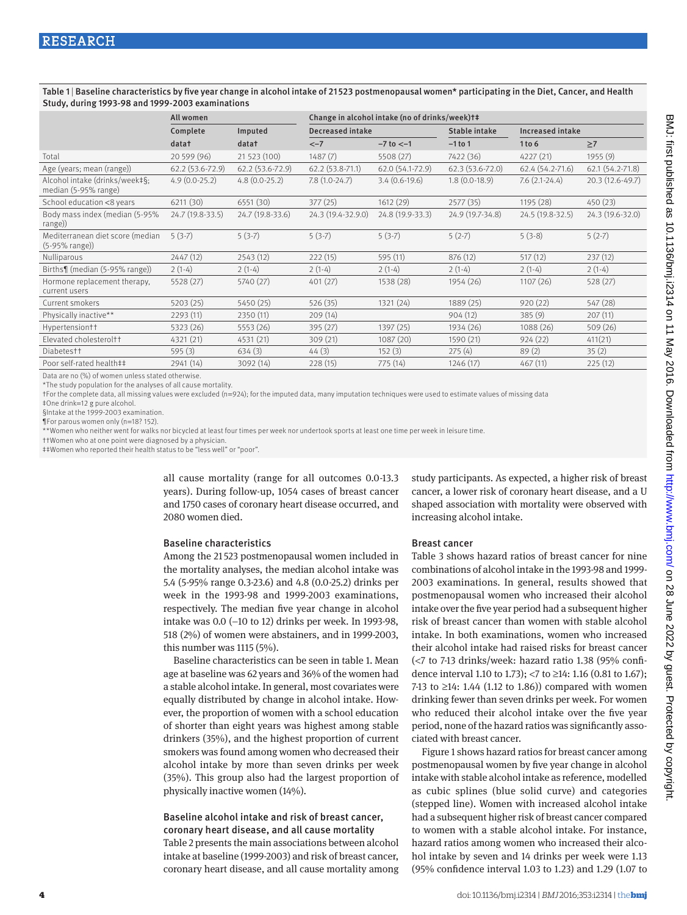Table 1 | Baseline characteristics by five year change in alcohol intake of 21 523 postmenopausal women* participating in the Diet, Cancer, and Health Study, during 1993-98 and 1999-2003 examinations

| | All women | | Change in alcohol intake (no of drinks/week)†‡ | | | | |
|---|---|---|---|---|---|---|---|
| | Complete | Imputed | Decreased intake | | Stable intake | Increased intake | |
| | data† | data† | <−7 | −7 to <−1 | −1 to 1 | 1 to 6 | ≥7 |
| Total | 20 599 (96) | 21 523 (100) | 1487 (7) | 5508 (27) | 7422 (36) | 4227 (21) | 1955 (9) |
| Age (years; mean (range)) | 62.2 (53.6-72.9) | 62.2 (53.6-72.9) | 62.2 (53.8-71.1) | 62.0 (54.1-72.9) | 62.3 (53.6-72.0) | 62.4 (54.2-71.6) | 62.1 (54.2-71.8) |
| Alcohol intake (drinks/week‡§; median (5-95% range) | 4.9 (0.0-25.2) | 4.8 (0.0-25.2) | 7.8 (1.0-24.7) | 3.4 (0.6-19.6) | 1.8 (0.0-18.9) | 7.6 (2.1-24.4) | 20.3 (12.6-49.7) |
| School education <8 years | 6211 (30) | 6551 (30) | 377 (25) | 1612 (29) | 2577 (35) | 1195 (28) | 450 (23) |
| Body mass index (median (5-95% range)) | 24.7 (19.8-33.5) | 24.7 (19.8-33.6) | 24.3 (19.4-32.9.0) | 24.8 (19.9-33.3) | 24.9 (19.7-34.8) | 24.5 (19.8-32.5) | 24.3 (19.6-32.0) |
| Mediterranean diet score (median (5-95% range)) | 5 (3-7) | 5 (3-7) | 5 (3-7) | 5 (3-7) | 5 (2-7) | 5 (3-8) | 5 (2-7) |
| Nulliparous | 2447 (12) | 2543 (12) | 222 (15) | 595 (11) | 876 (12) | 517 (12) | 237 (12) |
| Births¶ (median (5-95% range)) | 2 (1-4) | 2 (1-4) | 2 (1-4) | 2 (1-4) | 2 (1-4) | 2 (1-4) | 2 (1-4) |
| Hormone replacement therapy, current users | 5528 (27) | 5740 (27) | 401 (27) | 1538 (28) | 1954 (26) | 1107 (26) | 528 (27) |
| Current smokers | 5203 (25) | 5450 (25) | 526 (35) | 1321 (24) | 1889 (25) | 920 (22) | 547 (28) |
| Physically inactive** | 2293 (11) | 2350 (11) | 209 (14) | | 904 (12) | 385 (9) | 207 (11) |
| Hypertension†† | 5323 (26) | 5553 (26) | 395 (27) | 1397 (25) | 1934 (26) | 1088 (26) | 509 (26) |
| Elevated cholesterol†† | 4321 (21) | 4531 (21) | 309 (21) | 1087 (20) | 1590 (21) | 924 (22) | 411(21) |
| Diabetes†† | 595 (3) | 634 (3) | 44 (3) | 152 (3) | 275 (4) | 89 (2) | 35 (2) |
| Poor self-rated health‡‡ | 2941 (14) | 3092 (14) | 228 (15) | 775 (14) | 1246 (17) | 467 (11) | 225 (12) |

Data are no (%) of women unless stated otherwise.
*The study population for the analyses of all cause mortality.
†For the complete data, all missing values were excluded (n=924); for the imputed data, many imputation techniques were used to estimate values of missing data
‡One drink=12 g pure alcohol.
§Intake at the 1999-2003 examination.
¶For parous women only (n=18? 152).
**Women who neither went for walks nor bicycled at least four times per week nor undertook sports at least one time per week in leisure time.
††Women who at one point were diagnosed by a physician.
‡‡Women who reported their health status to be "less well" or "poor".

all cause mortality (range for all outcomes 0.0-13.3 years). During follow-up, 1054 cases of breast cancer and 1750 cases of coronary heart disease occurred, and 2080 women died.

### Baseline characteristics

Among the 21 523 postmenopausal women included in the mortality analyses, the median alcohol intake was 5.4 (5-95% range 0.3-23.6) and 4.8 (0.0-25.2) drinks per week in the 1993-98 and 1999-2003 examinations, respectively. The median five year change in alcohol intake was 0.0 (−10 to 12) drinks per week. In 1993-98, 518 (2%) of women were abstainers, and in 1999-2003, this number was 1115 (5%).

Baseline characteristics can be seen in table 1. Mean age at baseline was 62 years and 36% of the women had a stable alcohol intake. In general, most covariates were equally distributed by change in alcohol intake. However, the proportion of women with a school education of shorter than eight years was highest among stable drinkers (35%), and the highest proportion of current smokers was found among women who decreased their alcohol intake by more than seven drinks per week (35%). This group also had the largest proportion of physically inactive women (14%).

### Baseline alcohol intake and risk of breast cancer, coronary heart disease, and all cause mortality

Table 2 presents the main associations between alcohol intake at baseline (1999-2003) and risk of breast cancer, coronary heart disease, and all cause mortality among study participants. As expected, a higher risk of breast cancer, a lower risk of coronary heart disease, and a U shaped association with mortality were observed with increasing alcohol intake.

### Breast cancer

Table 3 shows hazard ratios of breast cancer for nine combinations of alcohol intake in the 1993-98 and 1999-2003 examinations. In general, results showed that postmenopausal women who increased their alcohol intake over the five year period had a subsequent higher risk of breast cancer than women with stable alcohol intake. In both examinations, women who increased their alcohol intake had raised risks for breast cancer (<7 to 7-13 drinks/week: hazard ratio 1.38 (95% confidence interval 1.10 to 1.73); <7 to ≥14: 1.16 (0.81 to 1.67); 7-13 to ≥14: 1.44 (1.12 to 1.86)) compared with women drinking fewer than seven drinks per week. For women who reduced their alcohol intake over the five year period, none of the hazard ratios was significantly associated with breast cancer.

Figure 1 shows hazard ratios for breast cancer among postmenopausal women by five year change in alcohol intake with stable alcohol intake as reference, modelled as cubic splines (blue solid curve) and categories (stepped line). Women with increased alcohol intake had a subsequent higher risk of breast cancer compared to women with a stable alcohol intake. For instance, hazard ratios among women who increased their alcohol intake by seven and 14 drinks per week were 1.13 (95% confidence interval 1.03 to 1.23) and 1.29 (1.07 to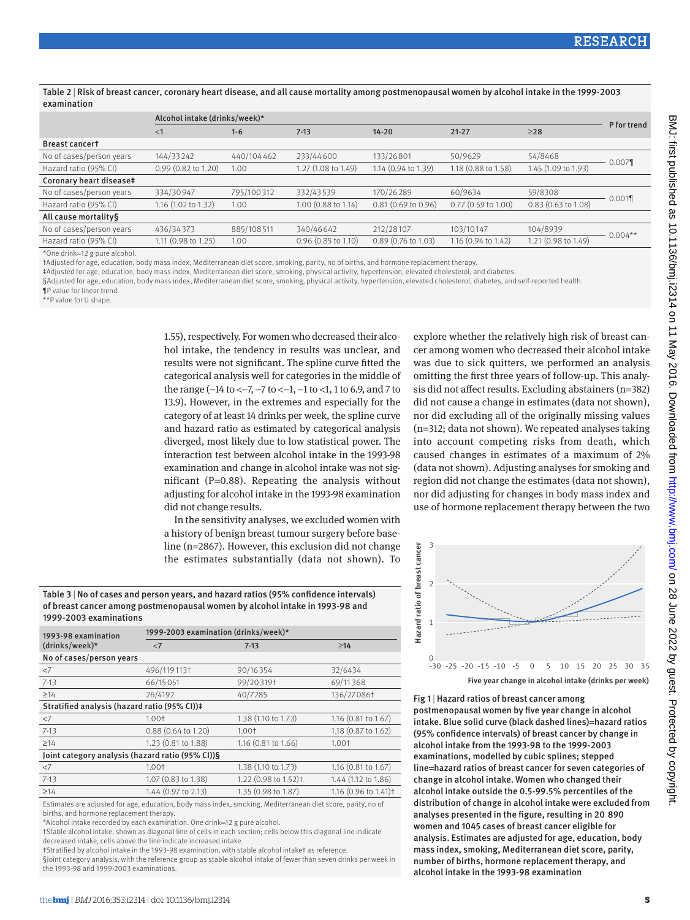Table 2 | Risk of breast cancer, coronary heart disease, and all cause mortality among postmenopausal women by alcohol intake in the 1999-2003 examination

| | Alcohol intake (drinks/week)* | | | | | | P for trend |
|---|---|---|---|---|---|---|---|
| | <1 | 1-6 | 7-13 | 14-20 | 21-27 | ≥28 | |
| **Breast cancer†** | | | | | | | |
| No of cases/person years | 144/33242 | 440/104462 | 233/44600 | 133/26801 | 50/9629 | 54/8468 | 0.007¶ |
| Hazard ratio (95% CI) | 0.99 (0.82 to 1.20) | 1.00 | 1.27 (1.08 to 1.49) | 1.14 (0.94 to 1.39) | 1.18 (0.88 to 1.58) | 1.45 (1.09 to 1.93) | |
| **Coronary heart disease‡** | | | | | | | |
| No of cases/person years | 334/30947 | 795/100312 | 332/43539 | 170/26289 | 60/9634 | 59/8308 | 0.001¶ |
| Hazard ratio (95% CI) | 1.16 (1.02 to 1.32) | 1.00 | 1.00 (0.88 to 1.14) | 0.81 (0.69 to 0.96) | 0.77 (0.59 to 1.00) | 0.83 (0.63 to 1.08) | |
| **All cause mortality§** | | | | | | | |
| No of cases/person years | 436/34373 | 885/108511 | 340/46642 | 212/28107 | 103/10147 | 104/8939 | 0.004** |
| Hazard ratio (95% CI) | 1.11 (0.98 to 1.25) | 1.00 | 0.96 (0.85 to 1.10) | 0.89 (0.76 to 1.03) | 1.16 (0.94 to 1.42) | 1.21 (0.98 to 1.49) | |

*One drink=12 g pure alcohol.
†Adjusted for age, education, body mass index, Mediterranean diet score, smoking, parity, no of births, and hormone replacement therapy.
‡Adjusted for age, education, body mass index, Mediterranean diet score, smoking, physical activity, hypertension, elevated cholesterol, and diabetes.
§Adjusted for age, education, body mass index, Mediterranean diet score, smoking, physical activity, hypertension, elevated cholesterol, diabetes, and self-reported health.
¶P value for linear trend.
**P value for U shape.

1.55), respectively. For women who decreased their alcohol intake, the tendency in results was unclear, and results were not significant. The spline curve fitted the categorical analysis well for categories in the middle of the range (−14 to <−7, −7 to <−1, −1 to <1, 1 to 6.9, and 7 to 13.9). However, in the extremes and especially for the category of at least 14 drinks per week, the spline curve and hazard ratio as estimated by categorical analysis diverged, most likely due to low statistical power. The interaction test between alcohol intake in the 1993-98 examination and change in alcohol intake was not significant (P=0.88). Repeating the analysis without adjusting for alcohol intake in the 1993-98 examination did not change results.

In the sensitivity analyses, we excluded women with a history of benign breast tumour surgery before baseline (n=2867). However, this exclusion did not change the estimates substantially (data not shown). To explore whether the relatively high risk of breast cancer among women who decreased their alcohol intake was due to sick quitters, we performed an analysis omitting the first three years of follow-up. This analysis did not affect results. Excluding abstainers (n=382) did not cause a change in estimates (data not shown), nor did excluding all of the originally missing values (n=312; data not shown). We repeated analyses taking into account competing risks from death, which caused changes in estimates of a maximum of 2% (data not shown). Adjusting analyses for smoking and region did not change the estimates (data not shown), nor did adjusting for changes in body mass index and use of hormone replacement therapy between the two

Table 3 | No of cases and person years, and hazard ratios (95% confidence intervals) of breast cancer among postmenopausal women by alcohol intake in 1993-98 and 1999-2003 examinations

| 1993-98 examination (drinks/week)* | 1999-2003 examination (drinks/week)* | | |
|---|---|---|---|
| | <7 | 7-13 | ≥14 |
| **No of cases/person years** | | | |
| <7 | 496/119113† | 90/16354 | 32/6434 |
| 7-13 | 66/15051 | 99/20319† | 69/11368 |
| ≥14 | 26/4192 | 40/7285 | 136/27086† |
| **Stratified analysis (hazard ratio (95% CI))‡** | | | |
| <7 | 1.00† | 1.38 (1.10 to 1.73) | 1.16 (0.81 to 1.67) |
| 7-13 | 0.88 (0.64 to 1.20) | 1.00† | 1.18 (0.87 to 1.62) |
| ≥14 | 1.23 (0.81 to 1.88) | 1.16 (0.81 to 1.66) | 1.00† |
| **Joint category analysis (hazard ratio (95% CI))§** | | | |
| <7 | 1.00† | 1.38 (1.10 to 1.73) | 1.16 (0.81 to 1.67) |
| 7-13 | 1.07 (0.83 to 1.38) | 1.22 (0.98 to 1.52)† | 1.44 (1.12 to 1.86) |
| ≥14 | 1.44 (0.97 to 2.13) | 1.35 (0.98 to 1.87) | 1.16 (0.96 to 1.41)† |

Estimates are adjusted for age, education, body mass index, smoking, Mediterranean diet score, parity, no of births, and hormone replacement therapy.
*Alcohol intake recorded by each examination. One drink=12 g pure alcohol.
†Stable alcohol intake, shown as diagonal line of cells in each section; cells below this diagonal line indicate decreased intake, cells above the line indicate increased intake.
‡Stratified by alcohol intake in the 1993-98 examination, with stable alcohol intake† as reference.
§Joint category analysis, with the reference group as stable alcohol intake of fewer than seven drinks per week in the 1993-98 and 1999-2003 examinations.

Fig 1 | Hazard ratios of breast cancer among postmenopausal women by five year change in alcohol intake. Blue solid curve (black dashed lines)=hazard ratios (95% confidence intervals) of breast cancer by change in alcohol intake from the 1993-98 to the 1999-2003 examinations, modelled by cubic splines; stepped line=hazard ratios of breast cancer for seven categories of change in alcohol intake. Women who changed their alcohol intake outside the 0.5-99.5% percentiles of the distribution of change in alcohol intake were excluded from analyses presented in the figure, resulting in 20 890 women and 1045 cases of breast cancer eligible for analysis. Estimates are adjusted for age, education, body mass index, smoking, Mediterranean diet score, parity, number of births, hormone replacement therapy, and alcohol intake in the 1993-98 examination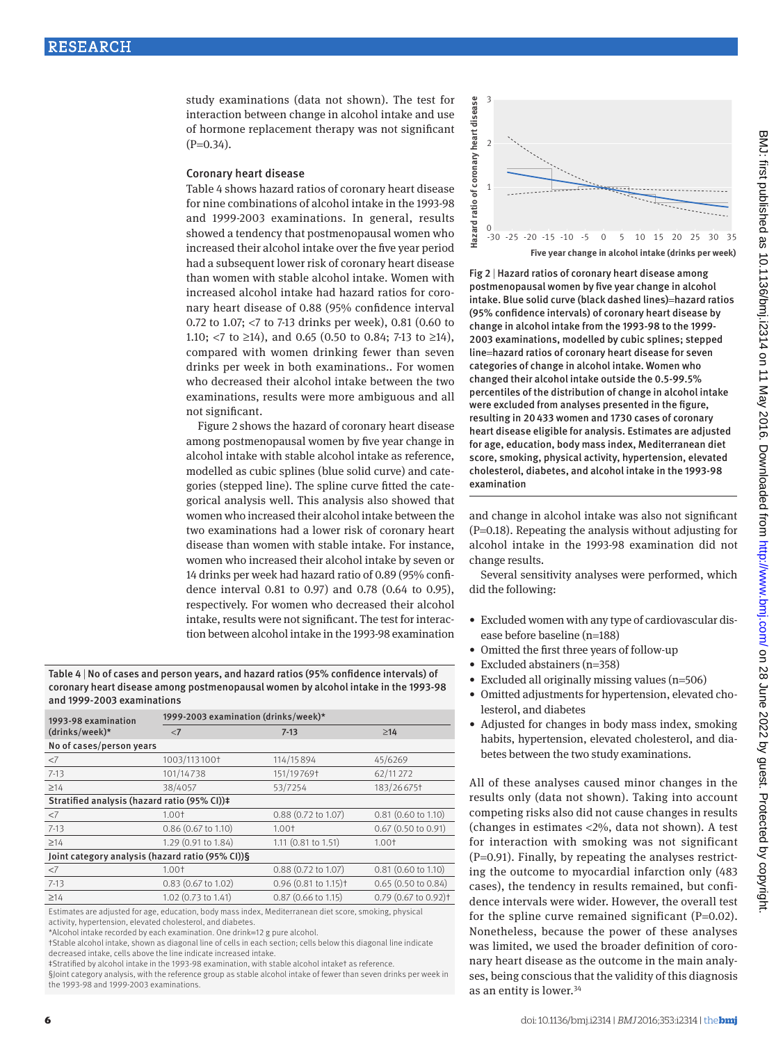study examinations (data not shown). The test for interaction between change in alcohol intake and use of hormone replacement therapy was not significant (P=0.34).

### Coronary heart disease

Table 4 shows hazard ratios of coronary heart disease for nine combinations of alcohol intake in the 1993-98 and 1999-2003 examinations. In general, results showed a tendency that postmenopausal women who increased their alcohol intake over the five year period had a subsequent lower risk of coronary heart disease than women with stable alcohol intake. Women with increased alcohol intake had hazard ratios for coronary heart disease of 0.88 (95% confidence interval 0.72 to 1.07; <7 to 7-13 drinks per week), 0.81 (0.60 to 1.10; <7 to ≥14), and 0.65 (0.50 to 0.84; 7-13 to ≥14), compared with women drinking fewer than seven drinks per week in both examinations.. For women who decreased their alcohol intake between the two examinations, results were more ambiguous and all not significant.

Figure 2 shows the hazard of coronary heart disease among postmenopausal women by five year change in alcohol intake with stable alcohol intake as reference, modelled as cubic splines (blue solid curve) and categories (stepped line). The spline curve fitted the categorical analysis well. This analysis also showed that women who increased their alcohol intake between the two examinations had a lower risk of coronary heart disease than women with stable intake. For instance, women who increased their alcohol intake by seven or 14 drinks per week had hazard ratio of 0.89 (95% confidence interval 0.81 to 0.97) and 0.78 (0.64 to 0.95), respectively. For women who decreased their alcohol intake, results were not significant. The test for interaction between alcohol intake in the 1993-98 examination and change in alcohol intake was also not significant (P=0.18). Repeating the analysis without adjusting for alcohol intake in the 1993-98 examination did not change results.

Fig 2 | Hazard ratios of coronary heart disease among postmenopausal women by five year change in alcohol intake. Blue solid curve (black dashed lines)=hazard ratios (95% confidence intervals) of coronary heart disease by change in alcohol intake from the 1993-98 to the 1999-2003 examinations, modelled by cubic splines; stepped line=hazard ratios of coronary heart disease for seven categories of change in alcohol intake. Women who changed their alcohol intake outside the 0.5-99.5% percentiles of the distribution of change in alcohol intake were excluded from analyses presented in the figure, resulting in 20 433 women and 1730 cases of coronary heart disease eligible for analysis. Estimates are adjusted for age, education, body mass index, Mediterranean diet score, smoking, physical activity, hypertension, elevated cholesterol, diabetes, and alcohol intake in the 1993-98 examination

Several sensitivity analyses were performed, which did the following:

- Excluded women with any type of cardiovascular disease before baseline (n=188)
- Omitted the first three years of follow-up
- Excluded abstainers (n=358)
- Excluded all originally missing values (n=506)
- Omitted adjustments for hypertension, elevated cholesterol, and diabetes
- Adjusted for changes in body mass index, smoking habits, hypertension, elevated cholesterol, and diabetes between the two study examinations.

All of these analyses caused minor changes in the results only (data not shown). Taking into account competing risks also did not cause changes in results (changes in estimates <2%, data not shown). A test for interaction with smoking was not significant (P=0.91). Finally, by repeating the analyses restricting the outcome to myocardial infarction only (483 cases), the tendency in results remained, but confidence intervals were wider. However, the overall test for the spline curve remained significant (P=0.02). Nonetheless, because the power of these analyses was limited, we used the broader definition of coronary heart disease as the outcome in the main analyses, being conscious that the validity of this diagnosis as an entity is lower.[34]

Table 4 | No of cases and person years, and hazard ratios (95% confidence intervals) of coronary heart disease among postmenopausal women by alcohol intake in the 1993-98 and 1999-2003 examinations

| 1993-98 examination (drinks/week)* | 1999-2003 examination (drinks/week)* | | |
|---|---|---|---|
| | <7 | 7-13 | ≥14 |
| **No of cases/person years** | | | |
| <7 | 1003/113 100† | 114/15 894 | 45/6269 |
| 7-13 | 101/14 738 | 151/19 769† | 62/11 272 |
| ≥14 | 38/4057 | 53/7254 | 183/26 675† |
| **Stratified analysis (hazard ratio (95% CI))‡** | | | |
| <7 | 1.00† | 0.88 (0.72 to 1.07) | 0.81 (0.60 to 1.10) |
| 7-13 | 0.86 (0.67 to 1.10) | 1.00† | 0.67 (0.50 to 0.91) |
| ≥14 | 1.29 (0.91 to 1.84) | 1.11 (0.81 to 1.51) | 1.00† |
| **Joint category analysis (hazard ratio (95% CI))§** | | | |
| <7 | 1.00† | 0.88 (0.72 to 1.07) | 0.81 (0.60 to 1.10) |
| 7-13 | 0.83 (0.67 to 1.02) | 0.96 (0.81 to 1.15)† | 0.65 (0.50 to 0.84) |
| ≥14 | 1.02 (0.73 to 1.41) | 0.87 (0.66 to 1.15) | 0.79 (0.67 to 0.92)† |

Estimates are adjusted for age, education, body mass index, Mediterranean diet score, smoking, physical activity, hypertension, elevated cholesterol, and diabetes.

*Alcohol intake recorded by each examination. One drink=12 g pure alcohol.

†Stable alcohol intake, shown as diagonal line of cells in each section; cells below this diagonal line indicate decreased intake, cells above the line indicate increased intake.

‡Stratified by alcohol intake in the 1993-98 examination, with stable alcohol intake† as reference.

§Joint category analysis, with the reference group as stable alcohol intake of fewer than seven drinks per week in the 1993-98 and 1999-2003 examinations.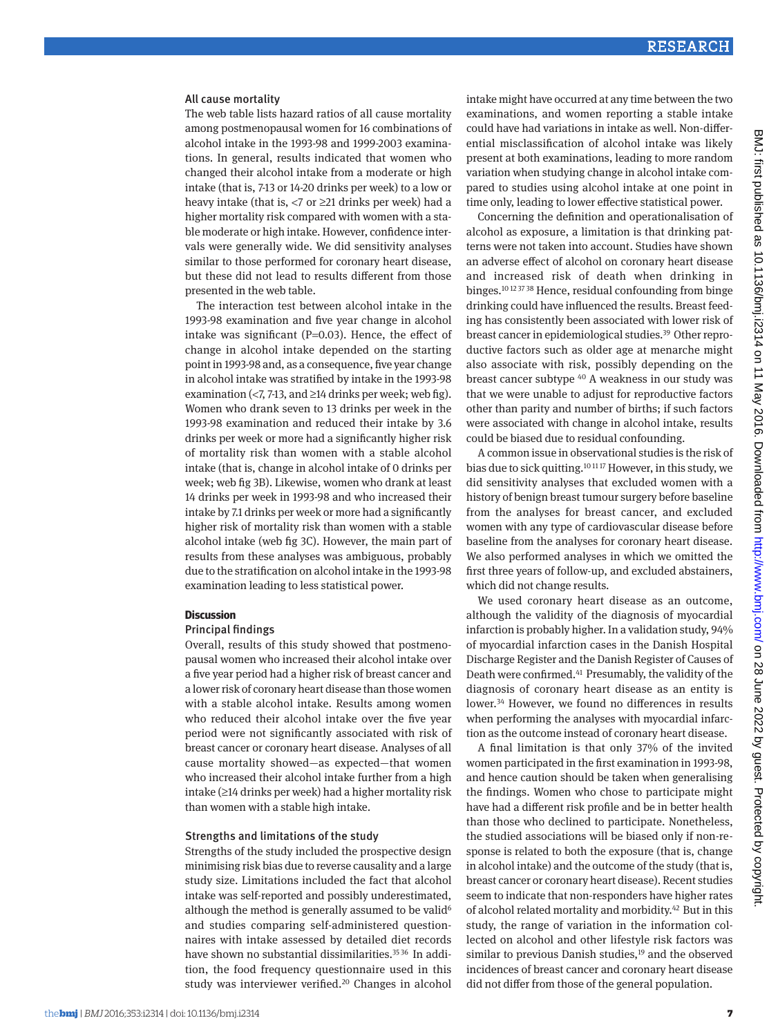### All cause mortality

The web table lists hazard ratios of all cause mortality among postmenopausal women for 16 combinations of alcohol intake in the 1993-98 and 1999-2003 examinations. In general, results indicated that women who changed their alcohol intake from a moderate or high intake (that is, 7-13 or 14-20 drinks per week) to a low or heavy intake (that is, <7 or ≥21 drinks per week) had a higher mortality risk compared with women with a stable moderate or high intake. However, confidence intervals were generally wide. We did sensitivity analyses similar to those performed for coronary heart disease, but these did not lead to results different from those presented in the web table.

The interaction test between alcohol intake in the 1993-98 examination and five year change in alcohol intake was significant (P=0.03). Hence, the effect of change in alcohol intake depended on the starting point in 1993-98 and, as a consequence, five year change in alcohol intake was stratified by intake in the 1993-98 examination (<7, 7-13, and ≥14 drinks per week; web fig). Women who drank seven to 13 drinks per week in the 1993-98 examination and reduced their intake by 3.6 drinks per week or more had a significantly higher risk of mortality risk than women with a stable alcohol intake (that is, change in alcohol intake of 0 drinks per week; web fig 3B). Likewise, women who drank at least 14 drinks per week in 1993-98 and who increased their intake by 7.1 drinks per week or more had a significantly higher risk of mortality risk than women with a stable alcohol intake (web fig 3C). However, the main part of results from these analyses was ambiguous, probably due to the stratification on alcohol intake in the 1993-98 examination leading to less statistical power.

## Discussion

### Principal findings

Overall, results of this study showed that postmenopausal women who increased their alcohol intake over a five year period had a higher risk of breast cancer and a lower risk of coronary heart disease than those women with a stable alcohol intake. Results among women who reduced their alcohol intake over the five year period were not significantly associated with risk of breast cancer or coronary heart disease. Analyses of all cause mortality showed—as expected—that women who increased their alcohol intake further from a high intake (≥14 drinks per week) had a higher mortality risk than women with a stable high intake.

### Strengths and limitations of the study

Strengths of the study included the prospective design minimising risk bias due to reverse causality and a large study size. Limitations included the fact that alcohol intake was self-reported and possibly underestimated, although the method is generally assumed to be valid[6] and studies comparing self-administered questionnaires with intake assessed by detailed diet records have shown no substantial dissimilarities.[35 36] In addition, the food frequency questionnaire used in this study was interviewer verified.[20] Changes in alcohol intake might have occurred at any time between the two examinations, and women reporting a stable intake could have had variations in intake as well. Non-differential misclassification of alcohol intake was likely present at both examinations, leading to more random variation when studying change in alcohol intake compared to studies using alcohol intake at one point in time only, leading to lower effective statistical power.

Concerning the definition and operationalisation of alcohol as exposure, a limitation is that drinking patterns were not taken into account. Studies have shown an adverse effect of alcohol on coronary heart disease and increased risk of death when drinking in binges.[10 12 37 38] Hence, residual confounding from binge drinking could have influenced the results. Breast feeding has consistently been associated with lower risk of breast cancer in epidemiological studies.[39] Other reproductive factors such as older age at menarche might also associate with risk, possibly depending on the breast cancer subtype [40] A weakness in our study was that we were unable to adjust for reproductive factors other than parity and number of births; if such factors were associated with change in alcohol intake, results could be biased due to residual confounding.

A common issue in observational studies is the risk of bias due to sick quitting.[10 11 17] However, in this study, we did sensitivity analyses that excluded women with a history of benign breast tumour surgery before baseline from the analyses for breast cancer, and excluded women with any type of cardiovascular disease before baseline from the analyses for coronary heart disease. We also performed analyses in which we omitted the first three years of follow-up, and excluded abstainers, which did not change results.

We used coronary heart disease as an outcome, although the validity of the diagnosis of myocardial infarction is probably higher. In a validation study, 94% of myocardial infarction cases in the Danish Hospital Discharge Register and the Danish Register of Causes of Death were confirmed.[41] Presumably, the validity of the diagnosis of coronary heart disease as an entity is lower.[34] However, we found no differences in results when performing the analyses with myocardial infarction as the outcome instead of coronary heart disease.

A final limitation is that only 37% of the invited women participated in the first examination in 1993-98, and hence caution should be taken when generalising the findings. Women who chose to participate might have had a different risk profile and be in better health than those who declined to participate. Nonetheless, the studied associations will be biased only if non-response is related to both the exposure (that is, change in alcohol intake) and the outcome of the study (that is, breast cancer or coronary heart disease). Recent studies seem to indicate that non-responders have higher rates of alcohol related mortality and morbidity.[42] But in this study, the range of variation in the information collected on alcohol and other lifestyle risk factors was similar to previous Danish studies,[19] and the observed incidences of breast cancer and coronary heart disease did not differ from those of the general population.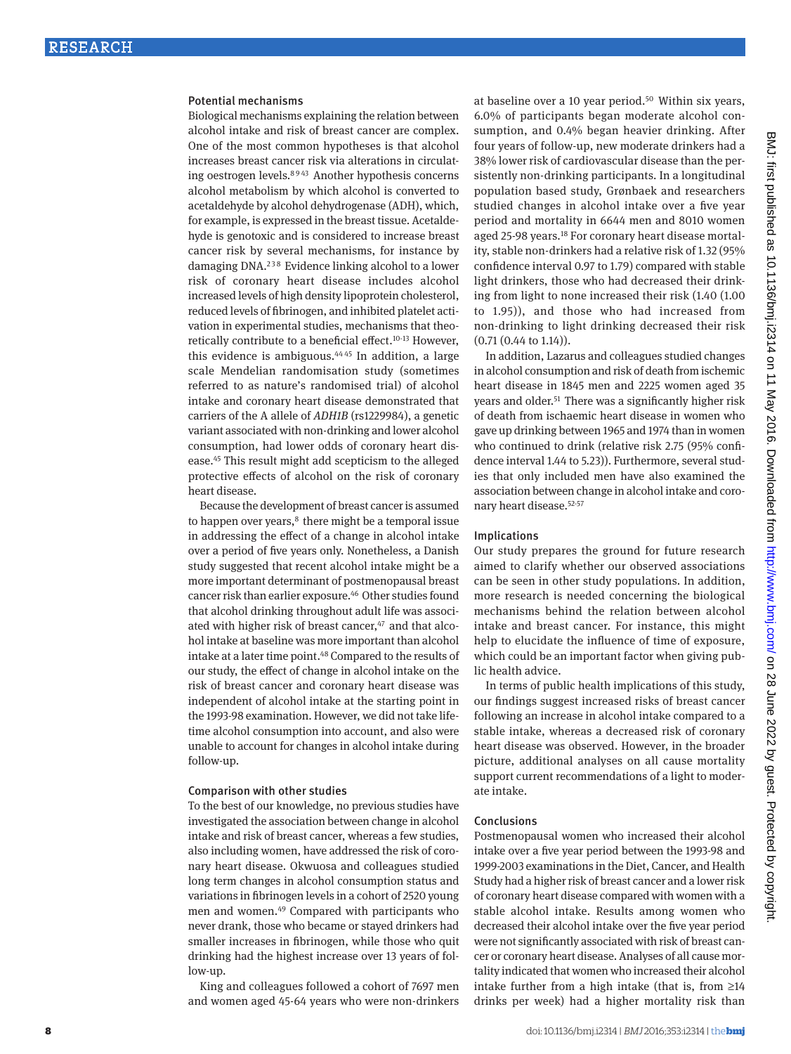### Potential mechanisms

Biological mechanisms explaining the relation between alcohol intake and risk of breast cancer are complex. One of the most common hypotheses is that alcohol increases breast cancer risk via alterations in circulating oestrogen levels.[8 9 43] Another hypothesis concerns alcohol metabolism by which alcohol is converted to acetaldehyde by alcohol dehydrogenase (ADH), which, for example, is expressed in the breast tissue. Acetaldehyde is genotoxic and is considered to increase breast cancer risk by several mechanisms, for instance by damaging DNA.[2 3 8] Evidence linking alcohol to a lower risk of coronary heart disease includes alcohol increased levels of high density lipoprotein cholesterol, reduced levels of fibrinogen, and inhibited platelet activation in experimental studies, mechanisms that theoretically contribute to a beneficial effect.[10-13] However, this evidence is ambiguous.[44 45] In addition, a large scale Mendelian randomisation study (sometimes referred to as nature's randomised trial) of alcohol intake and coronary heart disease demonstrated that carriers of the A allele of *ADH1B* (rs1229984), a genetic variant associated with non-drinking and lower alcohol consumption, had lower odds of coronary heart disease.[45] This result might add scepticism to the alleged protective effects of alcohol on the risk of coronary heart disease.

Because the development of breast cancer is assumed to happen over years,[8] there might be a temporal issue in addressing the effect of a change in alcohol intake over a period of five years only. Nonetheless, a Danish study suggested that recent alcohol intake might be a more important determinant of postmenopausal breast cancer risk than earlier exposure.[46] Other studies found that alcohol drinking throughout adult life was associated with higher risk of breast cancer,[47] and that alcohol intake at baseline was more important than alcohol intake at a later time point.[48] Compared to the results of our study, the effect of change in alcohol intake on the risk of breast cancer and coronary heart disease was independent of alcohol intake at the starting point in the 1993-98 examination. However, we did not take lifetime alcohol consumption into account, and also were unable to account for changes in alcohol intake during follow-up.

### Comparison with other studies

To the best of our knowledge, no previous studies have investigated the association between change in alcohol intake and risk of breast cancer, whereas a few studies, also including women, have addressed the risk of coronary heart disease. Okwuosa and colleagues studied long term changes in alcohol consumption status and variations in fibrinogen levels in a cohort of 2520 young men and women.[49] Compared with participants who never drank, those who became or stayed drinkers had smaller increases in fibrinogen, while those who quit drinking had the highest increase over 13 years of follow-up.

King and colleagues followed a cohort of 7697 men and women aged 45-64 years who were non-drinkers at baseline over a 10 year period.[50] Within six years, 6.0% of participants began moderate alcohol consumption, and 0.4% began heavier drinking. After four years of follow-up, new moderate drinkers had a 38% lower risk of cardiovascular disease than the persistently non-drinking participants. In a longitudinal population based study, Grønbaek and researchers studied changes in alcohol intake over a five year period and mortality in 6644 men and 8010 women aged 25-98 years.[18] For coronary heart disease mortality, stable non-drinkers had a relative risk of 1.32 (95% confidence interval 0.97 to 1.79) compared with stable light drinkers, those who had decreased their drinking from light to none increased their risk (1.40 (1.00 to 1.95)), and those who had increased from non-drinking to light drinking decreased their risk (0.71 (0.44 to 1.14)).

In addition, Lazarus and colleagues studied changes in alcohol consumption and risk of death from ischemic heart disease in 1845 men and 2225 women aged 35 years and older.[51] There was a significantly higher risk of death from ischaemic heart disease in women who gave up drinking between 1965 and 1974 than in women who continued to drink (relative risk 2.75 (95% confidence interval 1.44 to 5.23)). Furthermore, several studies that only included men have also examined the association between change in alcohol intake and coronary heart disease.[52-57]

### Implications

Our study prepares the ground for future research aimed to clarify whether our observed associations can be seen in other study populations. In addition, more research is needed concerning the biological mechanisms behind the relation between alcohol intake and breast cancer. For instance, this might help to elucidate the influence of time of exposure, which could be an important factor when giving public health advice.

In terms of public health implications of this study, our findings suggest increased risks of breast cancer following an increase in alcohol intake compared to a stable intake, whereas a decreased risk of coronary heart disease was observed. However, in the broader picture, additional analyses on all cause mortality support current recommendations of a light to moderate intake.

### Conclusions

Postmenopausal women who increased their alcohol intake over a five year period between the 1993-98 and 1999-2003 examinations in the Diet, Cancer, and Health Study had a higher risk of breast cancer and a lower risk of coronary heart disease compared with women with a stable alcohol intake. Results among women who decreased their alcohol intake over the five year period were not significantly associated with risk of breast cancer or coronary heart disease. Analyses of all cause mortality indicated that women who increased their alcohol intake further from a high intake (that is, from ≥14 drinks per week) had a higher mortality risk than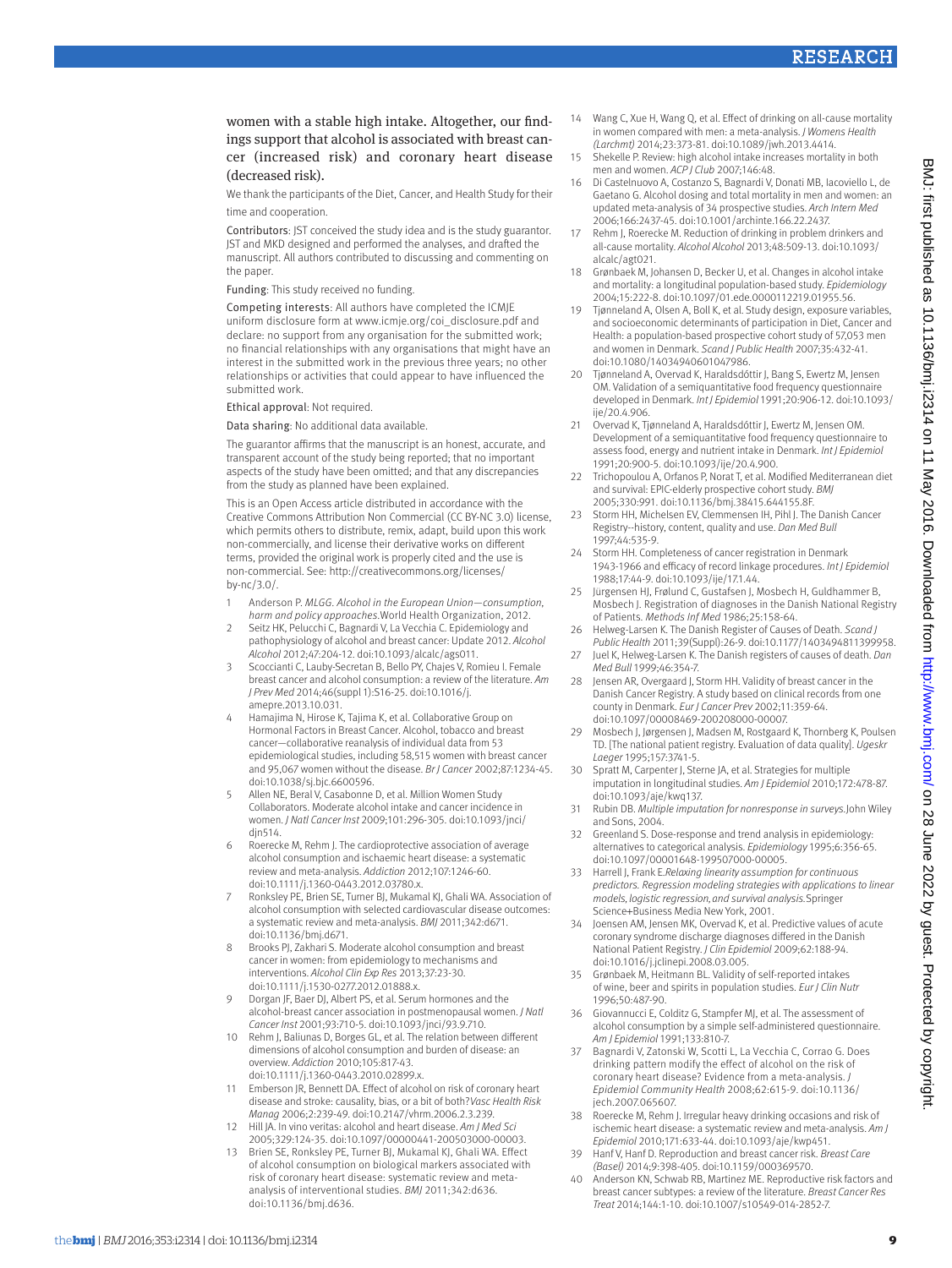women with a stable high intake. Altogether, our findings support that alcohol is associated with breast cancer (increased risk) and coronary heart disease (decreased risk).

We thank the participants of the Diet, Cancer, and Health Study for their time and cooperation.

Contributors: JST conceived the study idea and is the study guarantor. JST and MKD designed and performed the analyses, and drafted the manuscript. All authors contributed to discussing and commenting on the paper.

Funding: This study received no funding.

Competing interests: All authors have completed the ICMJE uniform disclosure form at www.icmje.org/coi_disclosure.pdf and declare: no support from any organisation for the submitted work; no financial relationships with any organisations that might have an interest in the submitted work in the previous three years; no other relationships or activities that could appear to have influenced the submitted work.

Ethical approval: Not required.

Data sharing: No additional data available.

The guarantor affirms that the manuscript is an honest, accurate, and transparent account of the study being reported; that no important aspects of the study have been omitted; and that any discrepancies from the study as planned have been explained.

This is an Open Access article distributed in accordance with the Creative Commons Attribution Non Commercial (CC BY-NC 3.0) license, which permits others to distribute, remix, adapt, build upon this work non-commercially, and license their derivative works on different terms, provided the original work is properly cited and the use is non-commercial. See: http://creativecommons.org/licenses/by-nc/3.0/.

1. Anderson P. *MLGG. Alcohol in the European Union—consumption, harm and policy approaches.* World Health Organization, 2012.
2. Seitz HK, Pelucchi C, Bagnardi V, La Vecchia C. Epidemiology and pathophysiology of alcohol and breast cancer: Update 2012. *Alcohol Alcohol* 2012;47:204-12. doi:10.1093/alcalc/ags011.
3. Scoccianti C, Lauby-Secretan B, Bello PY, Chajes V, Romieu I. Female breast cancer and alcohol consumption: a review of the literature. *Am J Prev Med* 2014;46(suppl 1):S16-25. doi:10.1016/j.amepre.2013.10.031.
4. Hamajima N, Hirose K, Tajima K, et al. Collaborative Group on Hormonal Factors in Breast Cancer. Alcohol, tobacco and breast cancer—collaborative reanalysis of individual data from 53 epidemiological studies, including 58,515 women with breast cancer and 95,067 women without the disease. *Br J Cancer* 2002;87:1234-45. doi:10.1038/sj.bjc.6600596.
5. Allen NE, Beral V, Casabonne D, et al. Million Women Study Collaborators. Moderate alcohol intake and cancer incidence in women. *J Natl Cancer Inst* 2009;101:296-305. doi:10.1093/jnci/djn514.
6. Roerecke M, Rehm J. The cardioprotective association of average alcohol consumption and ischaemic heart disease: a systematic review and meta-analysis. *Addiction* 2012;107:1246-60. doi:10.1111/j.1360-0443.2012.03780.x.
7. Ronksley PE, Brien SE, Turner BJ, Mukamal KJ, Ghali WA. Association of alcohol consumption with selected cardiovascular disease outcomes: a systematic review and meta-analysis. *BMJ* 2011;342:d671. doi:10.1136/bmj.d671.
8. Brooks PJ, Zakhari S. Moderate alcohol consumption and breast cancer in women: from epidemiology to mechanisms and interventions. *Alcohol Clin Exp Res* 2013;37:23-30. doi:10.1111/j.1530-0277.2012.01888.x.
9. Dorgan JF, Baer DJ, Albert PS, et al. Serum hormones and the alcohol-breast cancer association in postmenopausal women. *J Natl Cancer Inst* 2001;93:710-5. doi:10.1093/jnci/93.9.710.
10. Rehm J, Baliunas D, Borges GL, et al. The relation between different dimensions of alcohol consumption and burden of disease: an overview. *Addiction* 2010;105:817-43. doi:10.1111/j.1360-0443.2010.02899.x.
11. Emberson JR, Bennett DA. Effect of alcohol on risk of coronary heart disease and stroke: causality, bias, or a bit of both? *Vasc Health Risk Manag* 2006;2:239-49. doi:10.2147/vhrm.2006.2.3.239.
12. Hill JA. In vino veritas: alcohol and heart disease. *Am J Med Sci* 2005;329:124-35. doi:10.1097/00000441-200503000-00003.
13. Brien SE, Ronksley PE, Turner BJ, Mukamal KJ, Ghali WA. Effect of alcohol consumption on biological markers associated with risk of coronary heart disease: systematic review and meta-analysis of interventional studies. *BMJ* 2011;342:d636. doi:10.1136/bmj.d636.
14. Wang C, Xue H, Wang Q, et al. Effect of drinking on all-cause mortality in women compared with men: a meta-analysis. *J Womens Health (Larchmt)* 2014;23:373-81. doi:10.1089/jwh.2013.4414.
15. Shekelle P. Review: high alcohol intake increases mortality in both men and women. *ACP J Club* 2007;146:48.
16. Di Castelnuovo A, Costanzo S, Bagnardi V, Donati MB, Iacoviello L, de Gaetano G. Alcohol dosing and total mortality in men and women: an updated meta-analysis of 34 prospective studies. *Arch Intern Med* 2006;166:2437-45. doi:10.1001/archinte.166.22.2437.
17. Rehm J, Roerecke M. Reduction of drinking in problem drinkers and all-cause mortality. *Alcohol Alcohol* 2013;48:509-13. doi:10.1093/alcalc/agt021.
18. Grønbaek M, Johansen D, Becker U, et al. Changes in alcohol intake and mortality: a longitudinal population-based study. *Epidemiology* 2004;15:222-8. doi:10.1097/01.ede.0000112219.01955.56.
19. Tjønneland A, Olsen A, Boll K, et al. Study design, exposure variables, and socioeconomic determinants of participation in Diet, Cancer and Health: a population-based prospective cohort study of 57,053 men and women in Denmark. *Scand J Public Health* 2007;35:432-41. doi:10.1080/14034940601047986.
20. Tjønneland A, Overvad K, Haraldsdóttir J, Bang S, Ewertz M, Jensen OM. Validation of a semiquantitative food frequency questionnaire developed in Denmark. *Int J Epidemiol* 1991;20:906-12. doi:10.1093/ije/20.4.906.
21. Overvad K, Tjønneland A, Haraldsdóttir J, Ewertz M, Jensen OM. Development of a semiquantitative food frequency questionnaire to assess food, energy and nutrient intake in Denmark. *Int J Epidemiol* 1991;20:900-5. doi:10.1093/ije/20.4.900.
22. Trichopoulou A, Orfanos P, Norat T, et al. Modified Mediterranean diet and survival: EPIC-elderly prospective cohort study. *BMJ* 2005;330:991. doi:10.1136/bmj.38415.644155.8F.
23. Storm HH, Michelsen EV, Clemmensen IH, Pihl J. The Danish Cancer Registry--history, content, quality and use. *Dan Med Bull* 1997;44:535-9.
24. Storm HH. Completeness of cancer registration in Denmark 1943-1966 and efficacy of record linkage procedures. *Int J Epidemiol* 1988;17:44-9. doi:10.1093/ije/17.1.44.
25. Jürgensen HJ, Frølund C, Gustafsen J, Mosbech H, Guldhammer B, Mosbech J. Registration of diagnoses in the Danish National Registry of Patients. *Methods Inf Med* 1986;25:158-64.
26. Helweg-Larsen K. The Danish Register of Causes of Death. *Scand J Public Health* 2011;39(Suppl):26-9. doi:10.1177/1403494811399958.
27. Juel K, Helweg-Larsen K. The Danish registers of causes of death. *Dan Med Bull* 1999;46:354-7.
28. Jensen AR, Overgaard J, Storm HH. Validity of breast cancer in the Danish Cancer Registry. A study based on clinical records from one county in Denmark. *Eur J Cancer Prev* 2002;11:359-64. doi:10.1097/00008469-200208000-00007.
29. Mosbech J, Jørgensen J, Madsen M, Rostgaard K, Thornberg K, Poulsen TD. [The national patient registry. Evaluation of data quality]. *Ugeskr Laeger* 1995;157:3741-5.
30. Spratt M, Carpenter J, Sterne JA, et al. Strategies for multiple imputation in longitudinal studies. *Am J Epidemiol* 2010;172:478-87. doi:10.1093/aje/kwq137.
31. Rubin DB. *Multiple imputation for nonresponse in surveys.* John Wiley and Sons, 2004.
32. Greenland S. Dose-response and trend analysis in epidemiology: alternatives to categorical analysis. *Epidemiology* 1995;6:356-65. doi:10.1097/00001648-199507000-00005.
33. Harrell J, Frank E. *Relaxing linearity assumption for continuous predictors. Regression modeling strategies with applications to linear models, logistic regression, and survival analysis.* Springer Science+Business Media New York, 2001.
34. Joensen AM, Jensen MK, Overvad K, et al. Predictive values of acute coronary syndrome discharge diagnoses differed in the Danish National Patient Registry. *J Clin Epidemiol* 2009;62:188-94. doi:10.1016/j.jclinepi.2008.03.005.
35. Grønbaek M, Heitmann BL. Validity of self-reported intakes of wine, beer and spirits in population studies. *Eur J Clin Nutr* 1996;50:487-90.
36. Giovannucci E, Colditz G, Stampfer MJ, et al. The assessment of alcohol consumption by a simple self-administered questionnaire. *Am J Epidemiol* 1991;133:810-7.
37. Bagnardi V, Zatonski W, Scotti L, La Vecchia C, Corrao G. Does drinking pattern modify the effect of alcohol on the risk of coronary heart disease? Evidence from a meta-analysis. *J Epidemiol Community Health* 2008;62:615-9. doi:10.1136/jech.2007.065607.
38. Roerecke M, Rehm J. Irregular heavy drinking occasions and risk of ischemic heart disease: a systematic review and meta-analysis. *Am J Epidemiol* 2010;171:633-44. doi:10.1093/aje/kwp451.
39. Hanf V, Hanf D. Reproduction and breast cancer risk. *Breast Care (Basel)* 2014;9:398-405. doi:10.1159/000369570.
40. Anderson KN, Schwab RB, Martinez ME. Reproductive risk factors and breast cancer subtypes: a review of the literature. *Breast Cancer Res Treat* 2014;144:1-10. doi:10.1007/s10549-014-2852-7.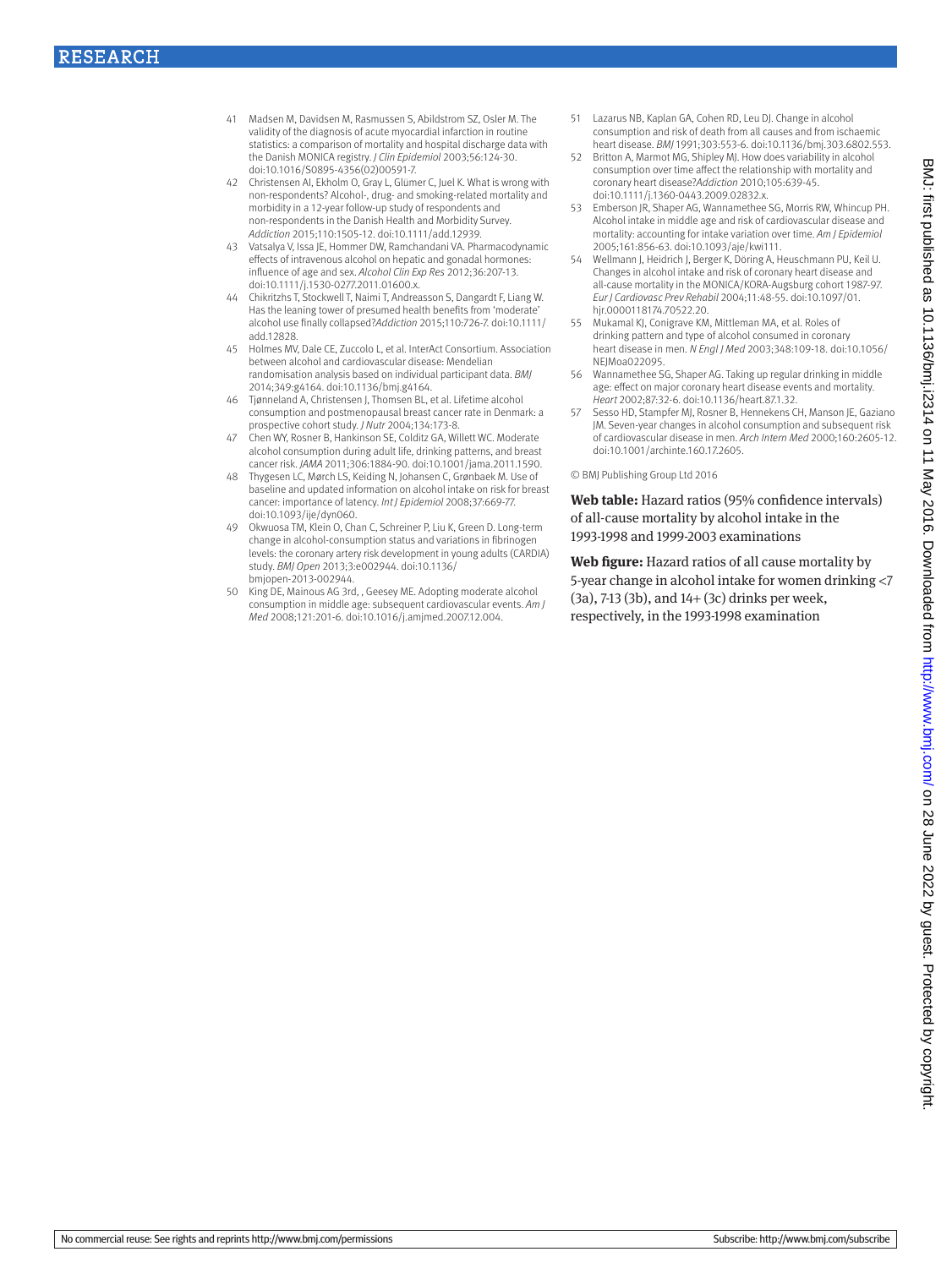41 Madsen M, Davidsen M, Rasmussen S, Abildstrom SZ, Osler M. The validity of the diagnosis of acute myocardial infarction in routine statistics: a comparison of mortality and hospital discharge data with the Danish MONICA registry. *J Clin Epidemiol* 2003;56:124-30. doi:10.1016/S0895-4356(02)00591-7.

42 Christensen AI, Ekholm O, Gray L, Glümer C, Juel K. What is wrong with non-respondents? Alcohol-, drug- and smoking-related mortality and morbidity in a 12-year follow-up study of respondents and non-respondents in the Danish Health and Morbidity Survey. *Addiction* 2015;110:1505-12. doi:10.1111/add.12939.

43 Vatsalya V, Issa JE, Hommer DW, Ramchandani VA. Pharmacodynamic effects of intravenous alcohol on hepatic and gonadal hormones: influence of age and sex. *Alcohol Clin Exp Res* 2012;36:207-13. doi:10.1111/j.1530-0277.2011.01600.x.

44 Chikritzhs T, Stockwell T, Naimi T, Andreasson S, Dangardt F, Liang W. Has the leaning tower of presumed health benefits from 'moderate' alcohol use finally collapsed?*Addiction* 2015;110:726-7. doi:10.1111/add.12828.

45 Holmes MV, Dale CE, Zuccolo L, et al. InterAct Consortium. Association between alcohol and cardiovascular disease: Mendelian randomisation analysis based on individual participant data. *BMJ* 2014;349:g4164. doi:10.1136/bmj.g4164.

46 Tjønneland A, Christensen J, Thomsen BL, et al. Lifetime alcohol consumption and postmenopausal breast cancer rate in Denmark: a prospective cohort study. *J Nutr* 2004;134:173-8.

47 Chen WY, Rosner B, Hankinson SE, Colditz GA, Willett WC. Moderate alcohol consumption during adult life, drinking patterns, and breast cancer risk. *JAMA* 2011;306:1884-90. doi:10.1001/jama.2011.1590.

48 Thygesen LC, Mørch LS, Keiding N, Johansen C, Grønbaek M. Use of baseline and updated information on alcohol intake on risk for breast cancer: importance of latency. *Int J Epidemiol* 2008;37:669-77. doi:10.1093/ije/dyn060.

49 Okwuosa TM, Klein O, Chan C, Schreiner P, Liu K, Green D. Long-term change in alcohol-consumption status and variations in fibrinogen levels: the coronary artery risk development in young adults (CARDIA) study. *BMJ Open* 2013;3:e002944. doi:10.1136/bmjopen-2013-002944.

50 King DE, Mainous AG 3rd, , Geesey ME. Adopting moderate alcohol consumption in middle age: subsequent cardiovascular events. *Am J Med* 2008;121:201-6. doi:10.1016/j.amjmed.2007.12.004.

51 Lazarus NB, Kaplan GA, Cohen RD, Leu DJ. Change in alcohol consumption and risk of death from all causes and from ischaemic heart disease. *BMJ* 1991;303:553-6. doi:10.1136/bmj.303.6802.553.

52 Britton A, Marmot MG, Shipley MJ. How does variability in alcohol consumption over time affect the relationship with mortality and coronary heart disease?*Addiction* 2010;105:639-45. doi:10.1111/j.1360-0443.2009.02832.x.

53 Emberson JR, Shaper AG, Wannamethee SG, Morris RW, Whincup PH. Alcohol intake in middle age and risk of cardiovascular disease and mortality: accounting for intake variation over time. *Am J Epidemiol* 2005;161:856-63. doi:10.1093/aje/kwi111.

54 Wellmann J, Heidrich J, Berger K, Döring A, Heuschmann PU, Keil U. Changes in alcohol intake and risk of coronary heart disease and all-cause mortality in the MONICA/KORA-Augsburg cohort 1987-97. *Eur J Cardiovasc Prev Rehabil* 2004;11:48-55. doi:10.1097/01.hjr.0000118174.70522.20.

55 Mukamal KJ, Conigrave KM, Mittleman MA, et al. Roles of drinking pattern and type of alcohol consumed in coronary heart disease in men. *N Engl J Med* 2003;348:109-18. doi:10.1056/NEJMoa022095.

56 Wannamethee SG, Shaper AG. Taking up regular drinking in middle age: effect on major coronary heart disease events and mortality. *Heart* 2002;87:32-6. doi:10.1136/heart.87.1.32.

57 Sesso HD, Stampfer MJ, Rosner B, Hennekens CH, Manson JE, Gaziano JM. Seven-year changes in alcohol consumption and subsequent risk of cardiovascular disease in men. *Arch Intern Med* 2000;160:2605-12. doi:10.1001/archinte.160.17.2605.

© BMJ Publishing Group Ltd 2016

**Web table:** Hazard ratios (95% confidence intervals) of all-cause mortality by alcohol intake in the 1993-1998 and 1999-2003 examinations

**Web figure:** Hazard ratios of all cause mortality by 5-year change in alcohol intake for women drinking <7 (3a), 7-13 (3b), and 14+ (3c) drinks per week, respectively, in the 1993-1998 examination